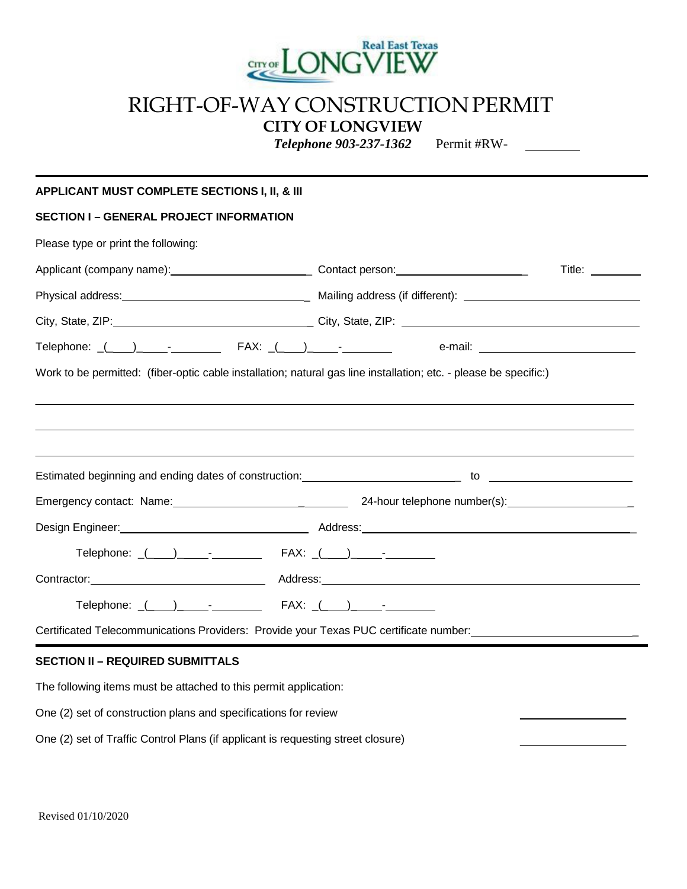# RIGHT-OF-WAY CONSTRUCTION PERMIT

**CITY OF LONGVIEW**

***Telephone 903-237-1362*** Permit #RW- ________

---

**APPLICANT MUST COMPLETE SECTIONS I, II, & III**

## SECTION I – GENERAL PROJECT INFORMATION

Please type or print the following:

Applicant (company name):________________________ Contact person:______________________ Title: ________

Physical address:________________________________ Mailing address (if different): ____________________________

City, State, ZIP:_________________________________ City, State, ZIP: _______________________________________

Telephone: _(___)_____-________ FAX: _(___)_____-________ e-mail: ___________________________

Work to be permitted: (fiber-optic cable installation; natural gas line installation; etc. - please be specific:)

_______________________________________________________________________________________________

_______________________________________________________________________________________________

_______________________________________________________________________________________________

Estimated beginning and ending dates of construction:__________________________ to ________________________

Emergency contact: Name:_______________________________ 24-hour telephone number(s):____________________

Design Engineer:________________________________ Address:_______________________________________________

Telephone: _(___)_____-________ FAX: _(___)_____-________

Contractor:______________________________ Address:_______________________________________________________

Telephone: _(___)_____-________ FAX: _(___)_____-________

Certificated Telecommunications Providers: Provide your Texas PUC certificate number:___________________________

---

## SECTION II – REQUIRED SUBMITTALS

The following items must be attached to this permit application:

One (2) set of construction plans and specifications for review ____________________

One (2) set of Traffic Control Plans (if applicant is requesting street closure) ____________________

Revised 01/10/2020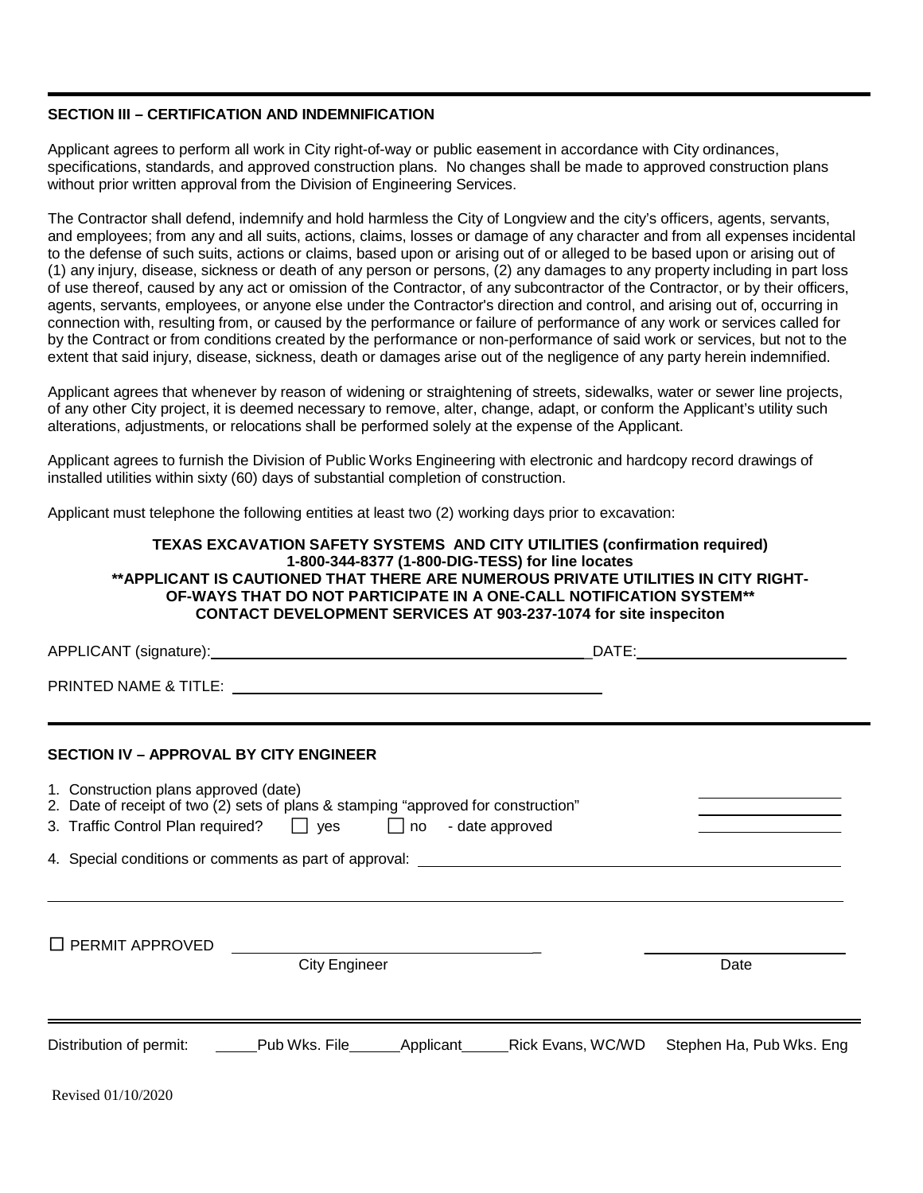## SECTION III – CERTIFICATION AND INDEMNIFICATION

Applicant agrees to perform all work in City right-of-way or public easement in accordance with City ordinances, specifications, standards, and approved construction plans. No changes shall be made to approved construction plans without prior written approval from the Division of Engineering Services.

The Contractor shall defend, indemnify and hold harmless the City of Longview and the city's officers, agents, servants, and employees; from any and all suits, actions, claims, losses or damage of any character and from all expenses incidental to the defense of such suits, actions or claims, based upon or arising out of or alleged to be based upon or arising out of (1) any injury, disease, sickness or death of any person or persons, (2) any damages to any property including in part loss of use thereof, caused by any act or omission of the Contractor, of any subcontractor of the Contractor, or by their officers, agents, servants, employees, or anyone else under the Contractor's direction and control, and arising out of, occurring in connection with, resulting from, or caused by the performance or failure of performance of any work or services called for by the Contract or from conditions created by the performance or non-performance of said work or services, but not to the extent that said injury, disease, sickness, death or damages arise out of the negligence of any party herein indemnified.

Applicant agrees that whenever by reason of widening or straightening of streets, sidewalks, water or sewer line projects, of any other City project, it is deemed necessary to remove, alter, change, adapt, or conform the Applicant's utility such alterations, adjustments, or relocations shall be performed solely at the expense of the Applicant.

Applicant agrees to furnish the Division of Public Works Engineering with electronic and hardcopy record drawings of installed utilities within sixty (60) days of substantial completion of construction.

Applicant must telephone the following entities at least two (2) working days prior to excavation:

**TEXAS EXCAVATION SAFETY SYSTEMS AND CITY UTILITIES (confirmation required)**
**1-800-344-8377 (1-800-DIG-TESS) for line locates**
****APPLICANT IS CAUTIONED THAT THERE ARE NUMEROUS PRIVATE UTILITIES IN CITY RIGHT-OF-WAYS THAT DO NOT PARTICIPATE IN A ONE-CALL NOTIFICATION SYSTEM****
**CONTACT DEVELOPMENT SERVICES AT 903-237-1074 for site inspeciton**

APPLICANT (signature):_______________________________________ DATE:______________________

PRINTED NAME & TITLE: _______________________________________

## SECTION IV – APPROVAL BY CITY ENGINEER

1. Construction plans approved (date) ______________
2. Date of receipt of two (2) sets of plans & stamping "approved for construction" ______________
3. Traffic Control Plan required? ☐ yes ☐ no - date approved ______________
4. Special conditions or comments as part of approval: _______________________________________

_______________________________________________________________________________

☐ PERMIT APPROVED _______________________________ ______________________

City Engineer Date

Distribution of permit: _____Pub Wks. File_____Applicant_____Rick Evans, WC/WD Stephen Ha, Pub Wks. Eng

Revised 01/10/2020